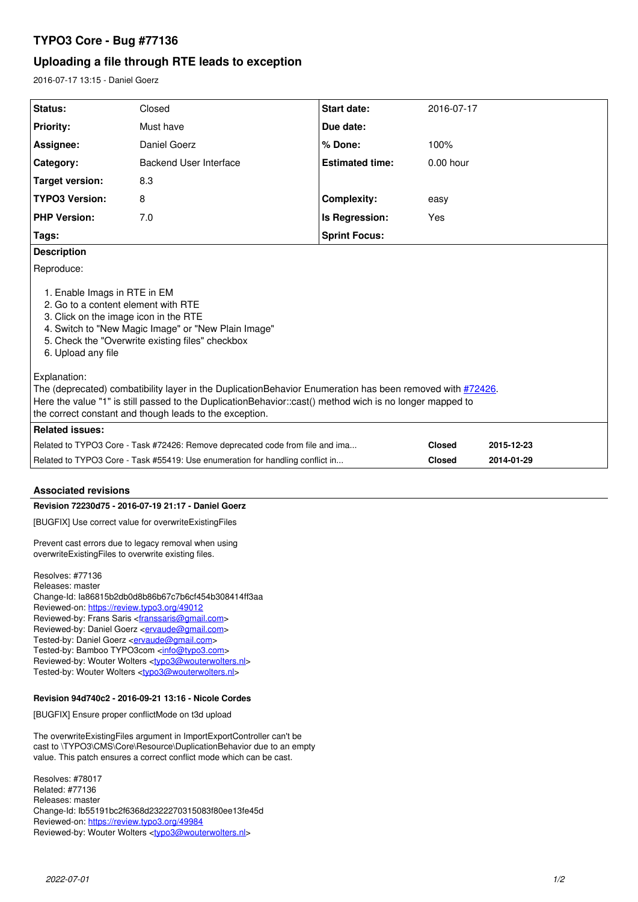# TYPO3 Core - Bug #77136

## Uploading a file through RTE leads to exception

2016-07-17 13:15 - Daniel Goerz

| Status: | Closed | Start date: | 2016-07-17 |
|---|---|---|---|
| Priority: | Must have | Due date: | |
| Assignee: | Daniel Goerz | % Done: | 100% |
| Category: | Backend User Interface | Estimated time: | 0.00 hour |
| Target version: | 8.3 | | |
| TYPO3 Version: | 8 | Complexity: | easy |
| PHP Version: | 7.0 | Is Regression: | Yes |
| Tags: | | Sprint Focus: | |

**Description**

Reproduce:

1. Enable Imags in RTE in EM
2. Go to a content element with RTE
3. Click on the image icon in the RTE
4. Switch to "New Magic Image" or "New Plain Image"
5. Check the "Overwrite existing files" checkbox
6. Upload any file

Explanation:
The (deprecated) combatibility layer in the DuplicationBehavior Enumeration has been removed with #72426.
Here the value "1" is still passed to the DuplicationBehavior::cast() method wich is no longer mapped to the correct constant and though leads to the exception.

**Related issues:**

| | | |
|---|---|---|
| Related to TYPO3 Core - Task #72426: Remove deprecated code from file and ima... | Closed | 2015-12-23 |
| Related to TYPO3 Core - Task #55419: Use enumeration for handling conflict in... | Closed | 2014-01-29 |

### Associated revisions

**Revision 72230d75 - 2016-07-19 21:17 - Daniel Goerz**

[BUGFIX] Use correct value for overwriteExistingFiles

Prevent cast errors due to legacy removal when using
overwriteExistingFiles to overwrite existing files.

Resolves: #77136
Releases: master
Change-Id: Ia86815b2db0d8b86b67c7b6cf454b308414ff3aa
Reviewed-on: https://review.typo3.org/49012
Reviewed-by: Frans Saris <franssaris@gmail.com>
Reviewed-by: Daniel Goerz <ervaude@gmail.com>
Tested-by: Daniel Goerz <ervaude@gmail.com>
Tested-by: Bamboo TYPO3com <info@typo3.com>
Reviewed-by: Wouter Wolters <typo3@wouterwolters.nl>
Tested-by: Wouter Wolters <typo3@wouterwolters.nl>

**Revision 94d740c2 - 2016-09-21 13:16 - Nicole Cordes**

[BUGFIX] Ensure proper conflictMode on t3d upload

The overwriteExistingFiles argument in ImportExportController can't be
cast to \TYPO3\CMS\Core\Resource\DuplicationBehavior due to an empty
value. This patch ensures a correct conflict mode which can be cast.

Resolves: #78017
Related: #77136
Releases: master
Change-Id: Ib55191bc2f6368d2322270315083f80ee13fe45d
Reviewed-on: https://review.typo3.org/49984
Reviewed-by: Wouter Wolters <typo3@wouterwolters.nl>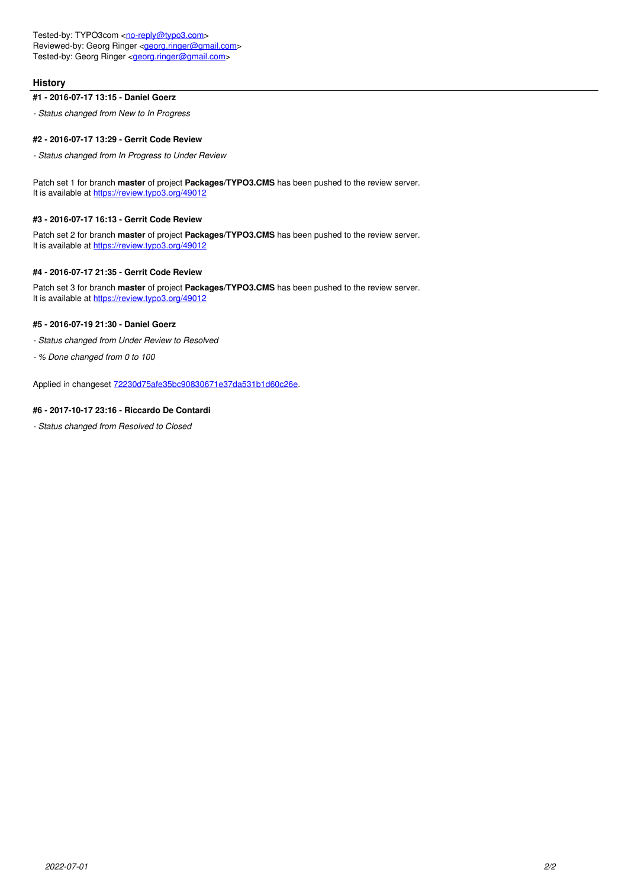Tested-by: TYPO3com <no-reply@typo3.com>
Reviewed-by: Georg Ringer <georg.ringer@gmail.com>
Tested-by: Georg Ringer <georg.ringer@gmail.com>

## History

#### #1 - 2016-07-17 13:15 - Daniel Goerz

*- Status changed from New to In Progress*

#### #2 - 2016-07-17 13:29 - Gerrit Code Review

*- Status changed from In Progress to Under Review*

Patch set 1 for branch **master** of project **Packages/TYPO3.CMS** has been pushed to the review server.
It is available at https://review.typo3.org/49012

#### #3 - 2016-07-17 16:13 - Gerrit Code Review

Patch set 2 for branch **master** of project **Packages/TYPO3.CMS** has been pushed to the review server.
It is available at https://review.typo3.org/49012

#### #4 - 2016-07-17 21:35 - Gerrit Code Review

Patch set 3 for branch **master** of project **Packages/TYPO3.CMS** has been pushed to the review server.
It is available at https://review.typo3.org/49012

#### #5 - 2016-07-19 21:30 - Daniel Goerz

*- Status changed from Under Review to Resolved*

*- % Done changed from 0 to 100*

Applied in changeset 72230d75afe35bc90830671e37da531b1d60c26e.

#### #6 - 2017-10-17 23:16 - Riccardo De Contardi

*- Status changed from Resolved to Closed*